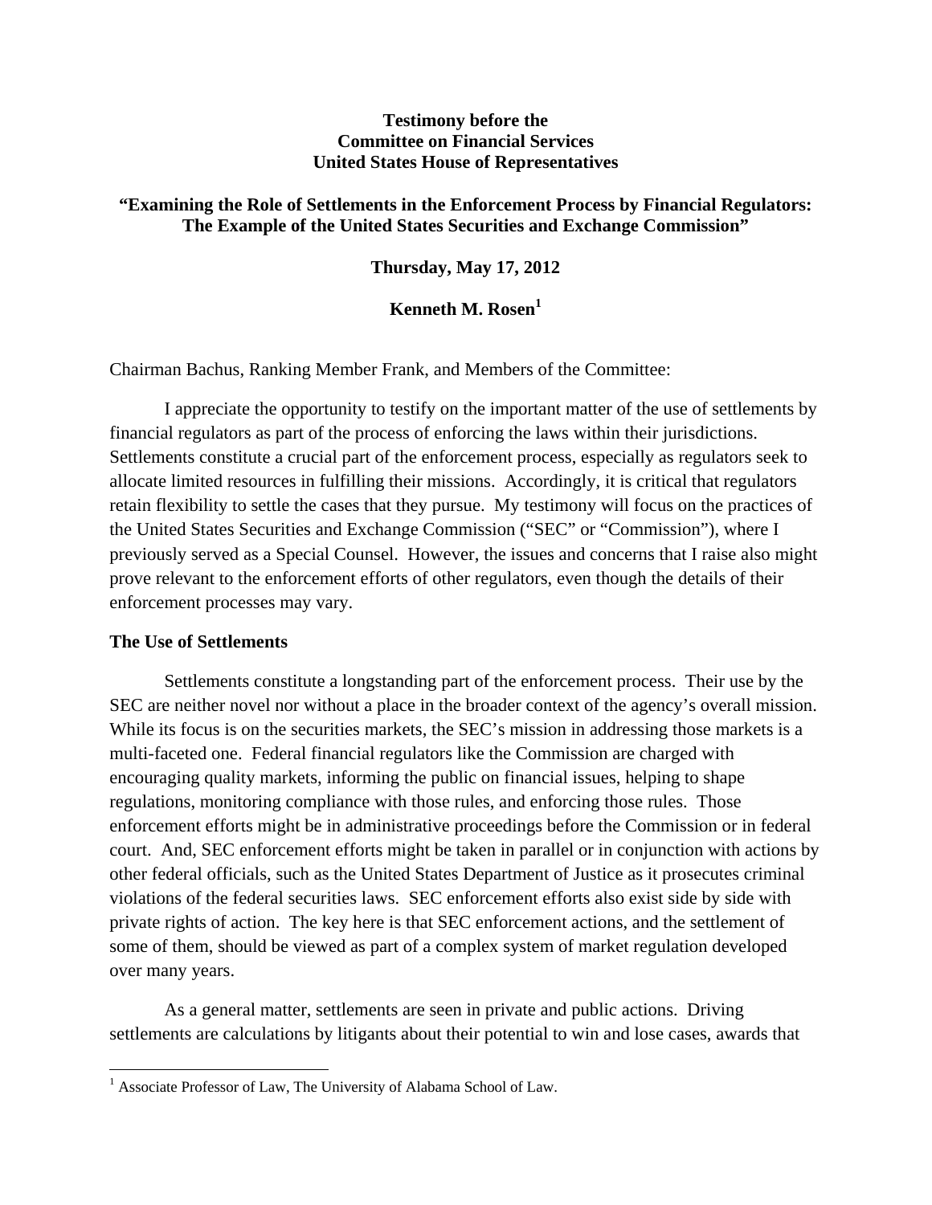**Testimony before the**
**Committee on Financial Services**
**United States House of Representatives**

**"Examining the Role of Settlements in the Enforcement Process by Financial Regulators: The Example of the United States Securities and Exchange Commission"**

**Thursday, May 17, 2012**

**Kenneth M. Rosen[1]**

Chairman Bachus, Ranking Member Frank, and Members of the Committee:

I appreciate the opportunity to testify on the important matter of the use of settlements by financial regulators as part of the process of enforcing the laws within their jurisdictions. Settlements constitute a crucial part of the enforcement process, especially as regulators seek to allocate limited resources in fulfilling their missions. Accordingly, it is critical that regulators retain flexibility to settle the cases that they pursue. My testimony will focus on the practices of the United States Securities and Exchange Commission ("SEC" or "Commission"), where I previously served as a Special Counsel. However, the issues and concerns that I raise also might prove relevant to the enforcement efforts of other regulators, even though the details of their enforcement processes may vary.

## The Use of Settlements

Settlements constitute a longstanding part of the enforcement process. Their use by the SEC are neither novel nor without a place in the broader context of the agency's overall mission. While its focus is on the securities markets, the SEC's mission in addressing those markets is a multi-faceted one. Federal financial regulators like the Commission are charged with encouraging quality markets, informing the public on financial issues, helping to shape regulations, monitoring compliance with those rules, and enforcing those rules. Those enforcement efforts might be in administrative proceedings before the Commission or in federal court. And, SEC enforcement efforts might be taken in parallel or in conjunction with actions by other federal officials, such as the United States Department of Justice as it prosecutes criminal violations of the federal securities laws. SEC enforcement efforts also exist side by side with private rights of action. The key here is that SEC enforcement actions, and the settlement of some of them, should be viewed as part of a complex system of market regulation developed over many years.

As a general matter, settlements are seen in private and public actions. Driving settlements are calculations by litigants about their potential to win and lose cases, awards that

---

[1] Associate Professor of Law, The University of Alabama School of Law.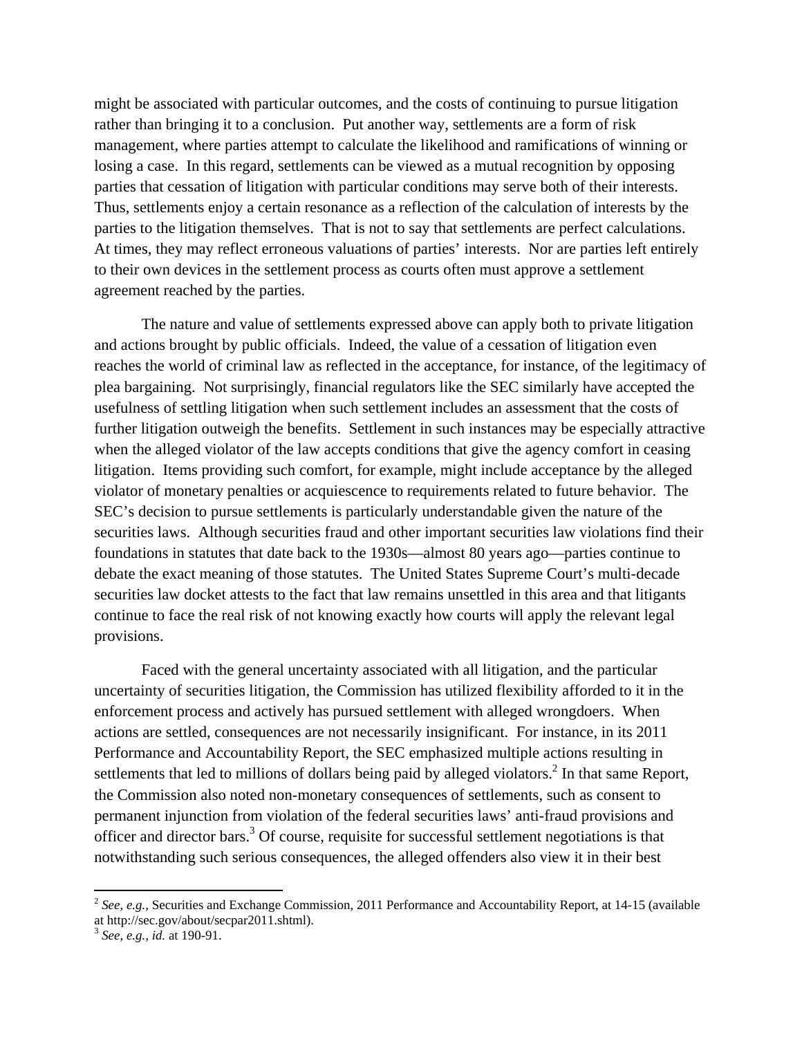might be associated with particular outcomes, and the costs of continuing to pursue litigation rather than bringing it to a conclusion. Put another way, settlements are a form of risk management, where parties attempt to calculate the likelihood and ramifications of winning or losing a case. In this regard, settlements can be viewed as a mutual recognition by opposing parties that cessation of litigation with particular conditions may serve both of their interests. Thus, settlements enjoy a certain resonance as a reflection of the calculation of interests by the parties to the litigation themselves. That is not to say that settlements are perfect calculations. At times, they may reflect erroneous valuations of parties' interests. Nor are parties left entirely to their own devices in the settlement process as courts often must approve a settlement agreement reached by the parties.

The nature and value of settlements expressed above can apply both to private litigation and actions brought by public officials. Indeed, the value of a cessation of litigation even reaches the world of criminal law as reflected in the acceptance, for instance, of the legitimacy of plea bargaining. Not surprisingly, financial regulators like the SEC similarly have accepted the usefulness of settling litigation when such settlement includes an assessment that the costs of further litigation outweigh the benefits. Settlement in such instances may be especially attractive when the alleged violator of the law accepts conditions that give the agency comfort in ceasing litigation. Items providing such comfort, for example, might include acceptance by the alleged violator of monetary penalties or acquiescence to requirements related to future behavior. The SEC's decision to pursue settlements is particularly understandable given the nature of the securities laws. Although securities fraud and other important securities law violations find their foundations in statutes that date back to the 1930s—almost 80 years ago—parties continue to debate the exact meaning of those statutes. The United States Supreme Court's multi-decade securities law docket attests to the fact that law remains unsettled in this area and that litigants continue to face the real risk of not knowing exactly how courts will apply the relevant legal provisions.

Faced with the general uncertainty associated with all litigation, and the particular uncertainty of securities litigation, the Commission has utilized flexibility afforded to it in the enforcement process and actively has pursued settlement with alleged wrongdoers. When actions are settled, consequences are not necessarily insignificant. For instance, in its 2011 Performance and Accountability Report, the SEC emphasized multiple actions resulting in settlements that led to millions of dollars being paid by alleged violators.[2] In that same Report, the Commission also noted non-monetary consequences of settlements, such as consent to permanent injunction from violation of the federal securities laws' anti-fraud provisions and officer and director bars.[3] Of course, requisite for successful settlement negotiations is that notwithstanding such serious consequences, the alleged offenders also view it in their best

[2] *See, e.g.,* Securities and Exchange Commission, 2011 Performance and Accountability Report, at 14-15 (available at http://sec.gov/about/secpar2011.shtml).

[3] *See, e.g., id.* at 190-91.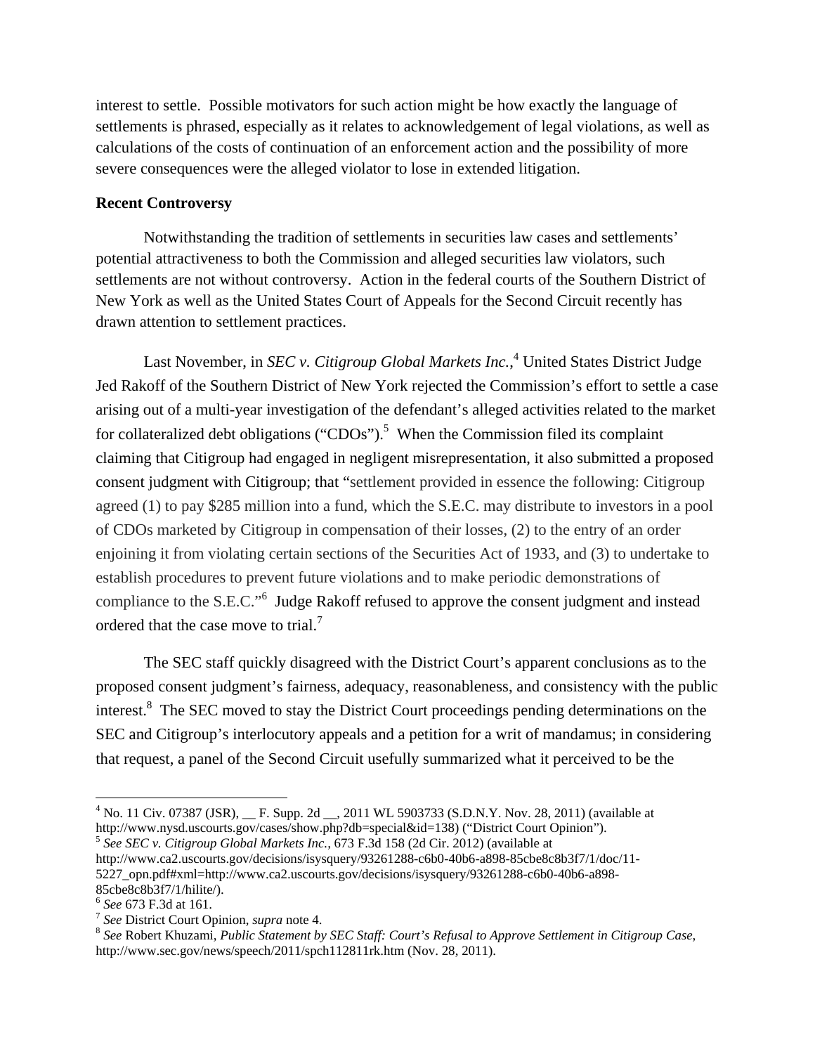interest to settle. Possible motivators for such action might be how exactly the language of settlements is phrased, especially as it relates to acknowledgement of legal violations, as well as calculations of the costs of continuation of an enforcement action and the possibility of more severe consequences were the alleged violator to lose in extended litigation.

**Recent Controversy**

Notwithstanding the tradition of settlements in securities law cases and settlements' potential attractiveness to both the Commission and alleged securities law violators, such settlements are not without controversy. Action in the federal courts of the Southern District of New York as well as the United States Court of Appeals for the Second Circuit recently has drawn attention to settlement practices.

Last November, in *SEC v. Citigroup Global Markets Inc.*,[4] United States District Judge Jed Rakoff of the Southern District of New York rejected the Commission's effort to settle a case arising out of a multi-year investigation of the defendant's alleged activities related to the market for collateralized debt obligations ("CDOs").[5] When the Commission filed its complaint claiming that Citigroup had engaged in negligent misrepresentation, it also submitted a proposed consent judgment with Citigroup; that "settlement provided in essence the following: Citigroup agreed (1) to pay $285 million into a fund, which the S.E.C. may distribute to investors in a pool of CDOs marketed by Citigroup in compensation of their losses, (2) to the entry of an order enjoining it from violating certain sections of the Securities Act of 1933, and (3) to undertake to establish procedures to prevent future violations and to make periodic demonstrations of compliance to the S.E.C."[6] Judge Rakoff refused to approve the consent judgment and instead ordered that the case move to trial.[7]

The SEC staff quickly disagreed with the District Court's apparent conclusions as to the proposed consent judgment's fairness, adequacy, reasonableness, and consistency with the public interest.[8] The SEC moved to stay the District Court proceedings pending determinations on the SEC and Citigroup's interlocutory appeals and a petition for a writ of mandamus; in considering that request, a panel of the Second Circuit usefully summarized what it perceived to be the

---

[4] No. 11 Civ. 07387 (JSR), __ F. Supp. 2d __, 2011 WL 5903733 (S.D.N.Y. Nov. 28, 2011) (available at http://www.nysd.uscourts.gov/cases/show.php?db=special&id=138) ("District Court Opinion").

[5] *See SEC v. Citigroup Global Markets Inc.*, 673 F.3d 158 (2d Cir. 2012) (available at http://www.ca2.uscourts.gov/decisions/isysquery/93261288-c6b0-40b6-a898-85cbe8c8b3f7/1/doc/11-5227_opn.pdf#xml=http://www.ca2.uscourts.gov/decisions/isysquery/93261288-c6b0-40b6-a898-85cbe8c8b3f7/1/hilite/).

[6] *See* 673 F.3d at 161.

[7] *See* District Court Opinion, *supra* note 4.

[8] *See* Robert Khuzami, *Public Statement by SEC Staff: Court's Refusal to Approve Settlement in Citigroup Case*, http://www.sec.gov/news/speech/2011/spch112811rk.htm (Nov. 28, 2011).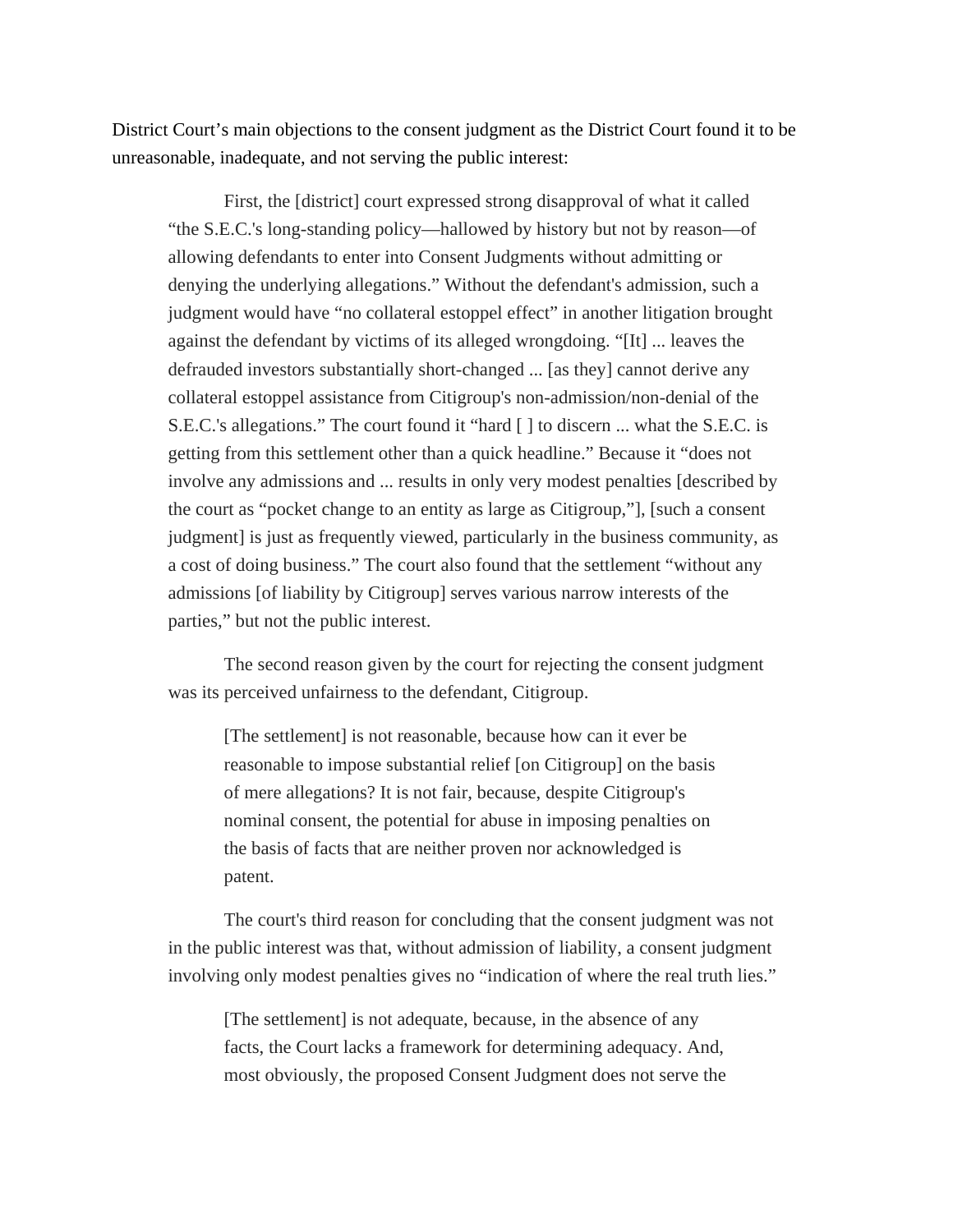District Court's main objections to the consent judgment as the District Court found it to be unreasonable, inadequate, and not serving the public interest:

> First, the [district] court expressed strong disapproval of what it called "the S.E.C.'s long-standing policy—hallowed by history but not by reason—of allowing defendants to enter into Consent Judgments without admitting or denying the underlying allegations." Without the defendant's admission, such a judgment would have "no collateral estoppel effect" in another litigation brought against the defendant by victims of its alleged wrongdoing. "[It] ... leaves the defrauded investors substantially short-changed ... [as they] cannot derive any collateral estoppel assistance from Citigroup's non-admission/non-denial of the S.E.C.'s allegations." The court found it "hard [ ] to discern ... what the S.E.C. is getting from this settlement other than a quick headline." Because it "does not involve any admissions and ... results in only very modest penalties [described by the court as "pocket change to an entity as large as Citigroup,"], [such a consent judgment] is just as frequently viewed, particularly in the business community, as a cost of doing business." The court also found that the settlement "without any admissions [of liability by Citigroup] serves various narrow interests of the parties," but not the public interest.
>
> The second reason given by the court for rejecting the consent judgment was its perceived unfairness to the defendant, Citigroup.
>
> > [The settlement] is not reasonable, because how can it ever be reasonable to impose substantial relief [on Citigroup] on the basis of mere allegations? It is not fair, because, despite Citigroup's nominal consent, the potential for abuse in imposing penalties on the basis of facts that are neither proven nor acknowledged is patent.
>
> The court's third reason for concluding that the consent judgment was not in the public interest was that, without admission of liability, a consent judgment involving only modest penalties gives no "indication of where the real truth lies."
>
> > [The settlement] is not adequate, because, in the absence of any facts, the Court lacks a framework for determining adequacy. And, most obviously, the proposed Consent Judgment does not serve the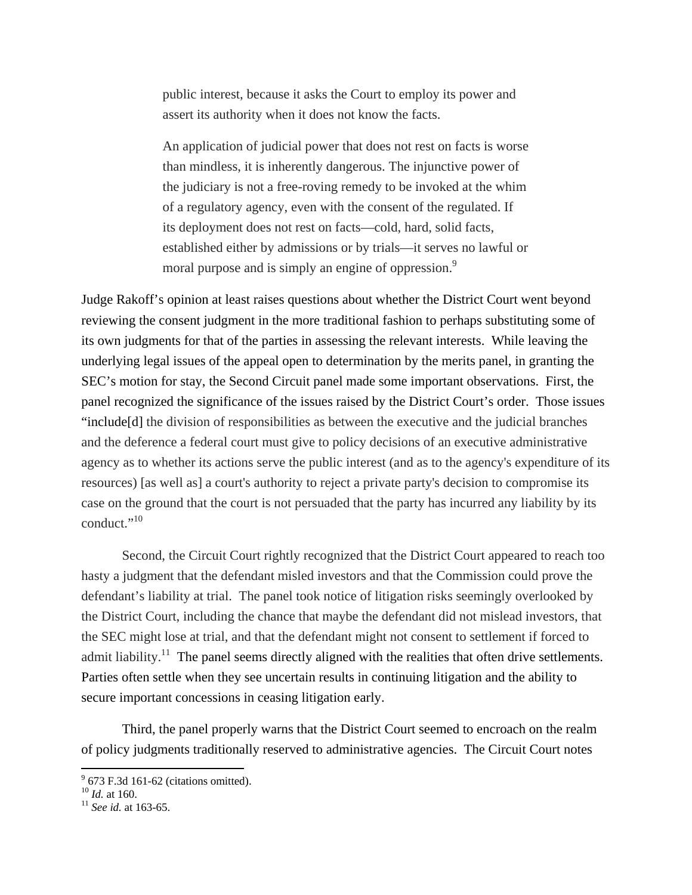> public interest, because it asks the Court to employ its power and assert its authority when it does not know the facts.
>
> An application of judicial power that does not rest on facts is worse than mindless, it is inherently dangerous. The injunctive power of the judiciary is not a free-roving remedy to be invoked at the whim of a regulatory agency, even with the consent of the regulated. If its deployment does not rest on facts—cold, hard, solid facts, established either by admissions or by trials—it serves no lawful or moral purpose and is simply an engine of oppression.[9]

Judge Rakoff's opinion at least raises questions about whether the District Court went beyond reviewing the consent judgment in the more traditional fashion to perhaps substituting some of its own judgments for that of the parties in assessing the relevant interests. While leaving the underlying legal issues of the appeal open to determination by the merits panel, in granting the SEC's motion for stay, the Second Circuit panel made some important observations. First, the panel recognized the significance of the issues raised by the District Court's order. Those issues "include[d] the division of responsibilities as between the executive and the judicial branches and the deference a federal court must give to policy decisions of an executive administrative agency as to whether its actions serve the public interest (and as to the agency's expenditure of its resources) [as well as] a court's authority to reject a private party's decision to compromise its case on the ground that the court is not persuaded that the party has incurred any liability by its conduct."[10]

Second, the Circuit Court rightly recognized that the District Court appeared to reach too hasty a judgment that the defendant misled investors and that the Commission could prove the defendant's liability at trial. The panel took notice of litigation risks seemingly overlooked by the District Court, including the chance that maybe the defendant did not mislead investors, that the SEC might lose at trial, and that the defendant might not consent to settlement if forced to admit liability.[11] The panel seems directly aligned with the realities that often drive settlements. Parties often settle when they see uncertain results in continuing litigation and the ability to secure important concessions in ceasing litigation early.

Third, the panel properly warns that the District Court seemed to encroach on the realm of policy judgments traditionally reserved to administrative agencies. The Circuit Court notes

---

[9] 673 F.3d 161-62 (citations omitted).

[10] *Id.* at 160.

[11] *See id.* at 163-65.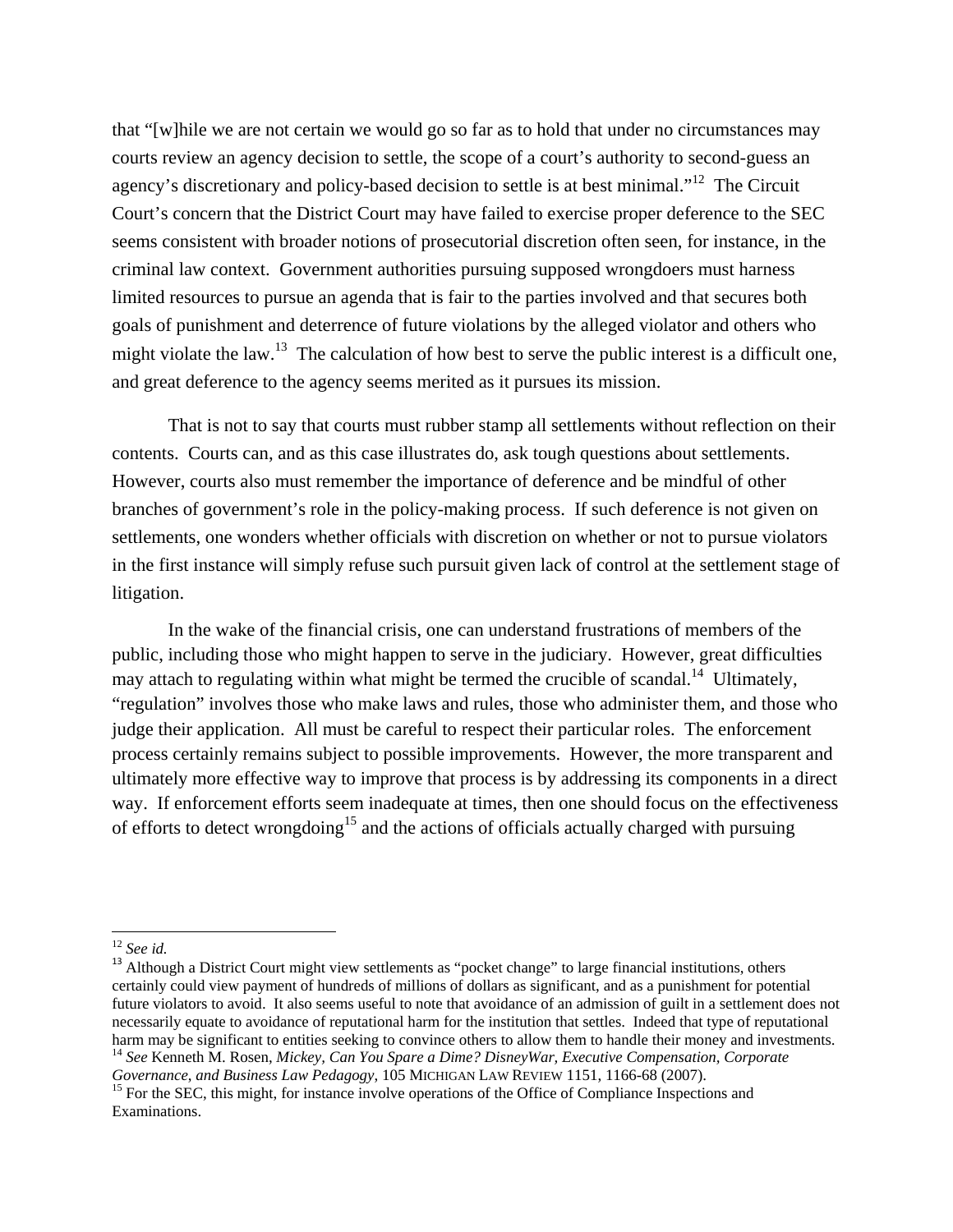that "[w]hile we are not certain we would go so far as to hold that under no circumstances may courts review an agency decision to settle, the scope of a court's authority to second-guess an agency's discretionary and policy-based decision to settle is at best minimal."[12] The Circuit Court's concern that the District Court may have failed to exercise proper deference to the SEC seems consistent with broader notions of prosecutorial discretion often seen, for instance, in the criminal law context. Government authorities pursuing supposed wrongdoers must harness limited resources to pursue an agenda that is fair to the parties involved and that secures both goals of punishment and deterrence of future violations by the alleged violator and others who might violate the law.[13] The calculation of how best to serve the public interest is a difficult one, and great deference to the agency seems merited as it pursues its mission.

That is not to say that courts must rubber stamp all settlements without reflection on their contents. Courts can, and as this case illustrates do, ask tough questions about settlements. However, courts also must remember the importance of deference and be mindful of other branches of government's role in the policy-making process. If such deference is not given on settlements, one wonders whether officials with discretion on whether or not to pursue violators in the first instance will simply refuse such pursuit given lack of control at the settlement stage of litigation.

In the wake of the financial crisis, one can understand frustrations of members of the public, including those who might happen to serve in the judiciary. However, great difficulties may attach to regulating within what might be termed the crucible of scandal.[14] Ultimately, "regulation" involves those who make laws and rules, those who administer them, and those who judge their application. All must be careful to respect their particular roles. The enforcement process certainly remains subject to possible improvements. However, the more transparent and ultimately more effective way to improve that process is by addressing its components in a direct way. If enforcement efforts seem inadequate at times, then one should focus on the effectiveness of efforts to detect wrongdoing[15] and the actions of officials actually charged with pursuing

---

[12] *See id.*

[13] Although a District Court might view settlements as "pocket change" to large financial institutions, others certainly could view payment of hundreds of millions of dollars as significant, and as a punishment for potential future violators to avoid. It also seems useful to note that avoidance of an admission of guilt in a settlement does not necessarily equate to avoidance of reputational harm for the institution that settles. Indeed that type of reputational harm may be significant to entities seeking to convince others to allow them to handle their money and investments.

[14] *See* Kenneth M. Rosen, *Mickey, Can You Spare a Dime? DisneyWar, Executive Compensation, Corporate Governance, and Business Law Pedagogy*, 105 MICHIGAN LAW REVIEW 1151, 1166-68 (2007).

[15] For the SEC, this might, for instance involve operations of the Office of Compliance Inspections and Examinations.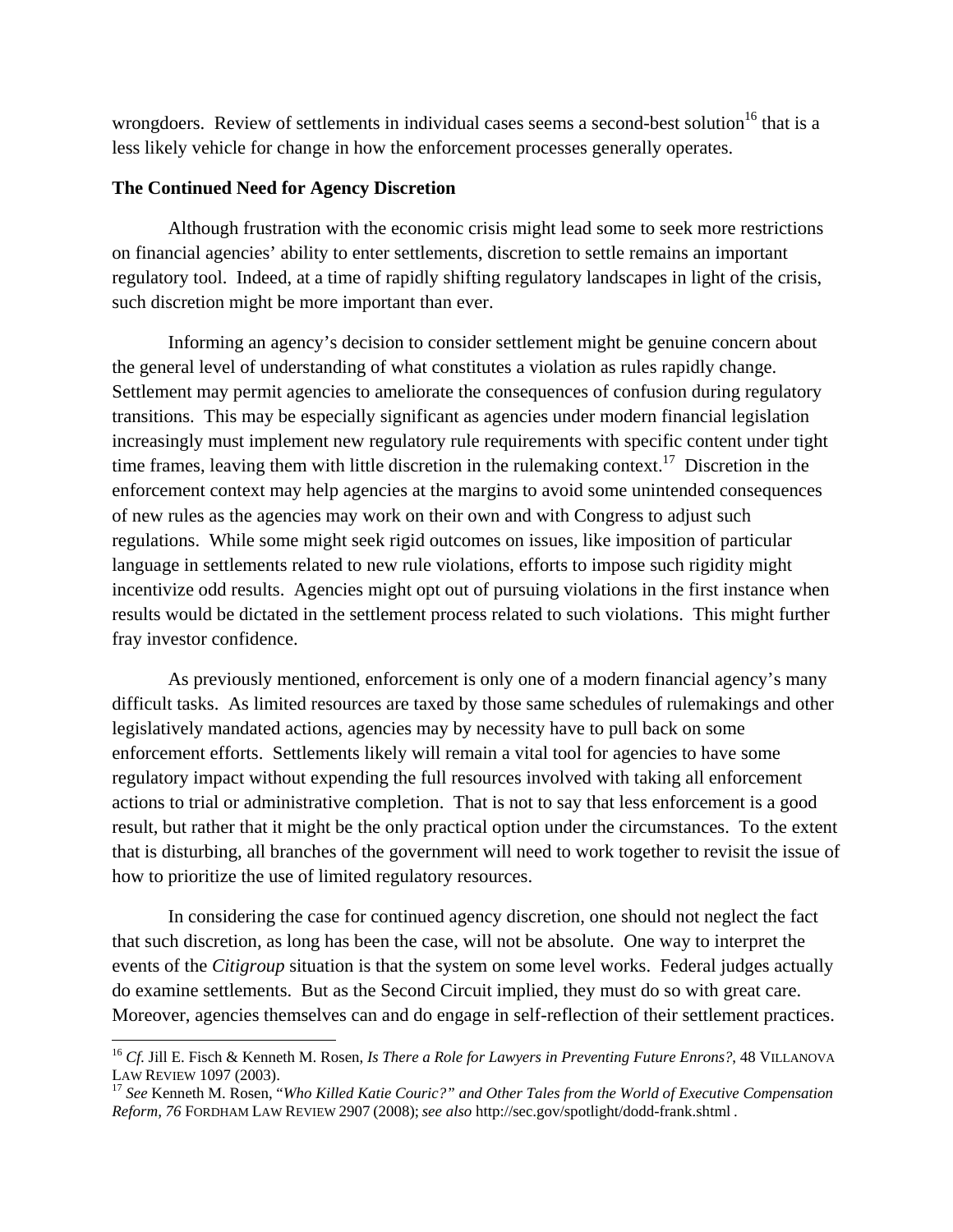wrongdoers. Review of settlements in individual cases seems a second-best solution[16] that is a less likely vehicle for change in how the enforcement processes generally operates.

**The Continued Need for Agency Discretion**

Although frustration with the economic crisis might lead some to seek more restrictions on financial agencies' ability to enter settlements, discretion to settle remains an important regulatory tool. Indeed, at a time of rapidly shifting regulatory landscapes in light of the crisis, such discretion might be more important than ever.

Informing an agency's decision to consider settlement might be genuine concern about the general level of understanding of what constitutes a violation as rules rapidly change. Settlement may permit agencies to ameliorate the consequences of confusion during regulatory transitions. This may be especially significant as agencies under modern financial legislation increasingly must implement new regulatory rule requirements with specific content under tight time frames, leaving them with little discretion in the rulemaking context.[17] Discretion in the enforcement context may help agencies at the margins to avoid some unintended consequences of new rules as the agencies may work on their own and with Congress to adjust such regulations. While some might seek rigid outcomes on issues, like imposition of particular language in settlements related to new rule violations, efforts to impose such rigidity might incentivize odd results. Agencies might opt out of pursuing violations in the first instance when results would be dictated in the settlement process related to such violations. This might further fray investor confidence.

As previously mentioned, enforcement is only one of a modern financial agency's many difficult tasks. As limited resources are taxed by those same schedules of rulemakings and other legislatively mandated actions, agencies may by necessity have to pull back on some enforcement efforts. Settlements likely will remain a vital tool for agencies to have some regulatory impact without expending the full resources involved with taking all enforcement actions to trial or administrative completion. That is not to say that less enforcement is a good result, but rather that it might be the only practical option under the circumstances. To the extent that is disturbing, all branches of the government will need to work together to revisit the issue of how to prioritize the use of limited regulatory resources.

In considering the case for continued agency discretion, one should not neglect the fact that such discretion, as long has been the case, will not be absolute. One way to interpret the events of the *Citigroup* situation is that the system on some level works. Federal judges actually do examine settlements. But as the Second Circuit implied, they must do so with great care. Moreover, agencies themselves can and do engage in self-reflection of their settlement practices.

---

[16] *Cf.* Jill E. Fisch & Kenneth M. Rosen, *Is There a Role for Lawyers in Preventing Future Enrons?*, 48 VILLANOVA LAW REVIEW 1097 (2003).

[17] *See* Kenneth M. Rosen, "*Who Killed Katie Couric?" and Other Tales from the World of Executive Compensation Reform*, *76* FORDHAM LAW REVIEW 2907 (2008); *see also* http://sec.gov/spotlight/dodd-frank.shtml .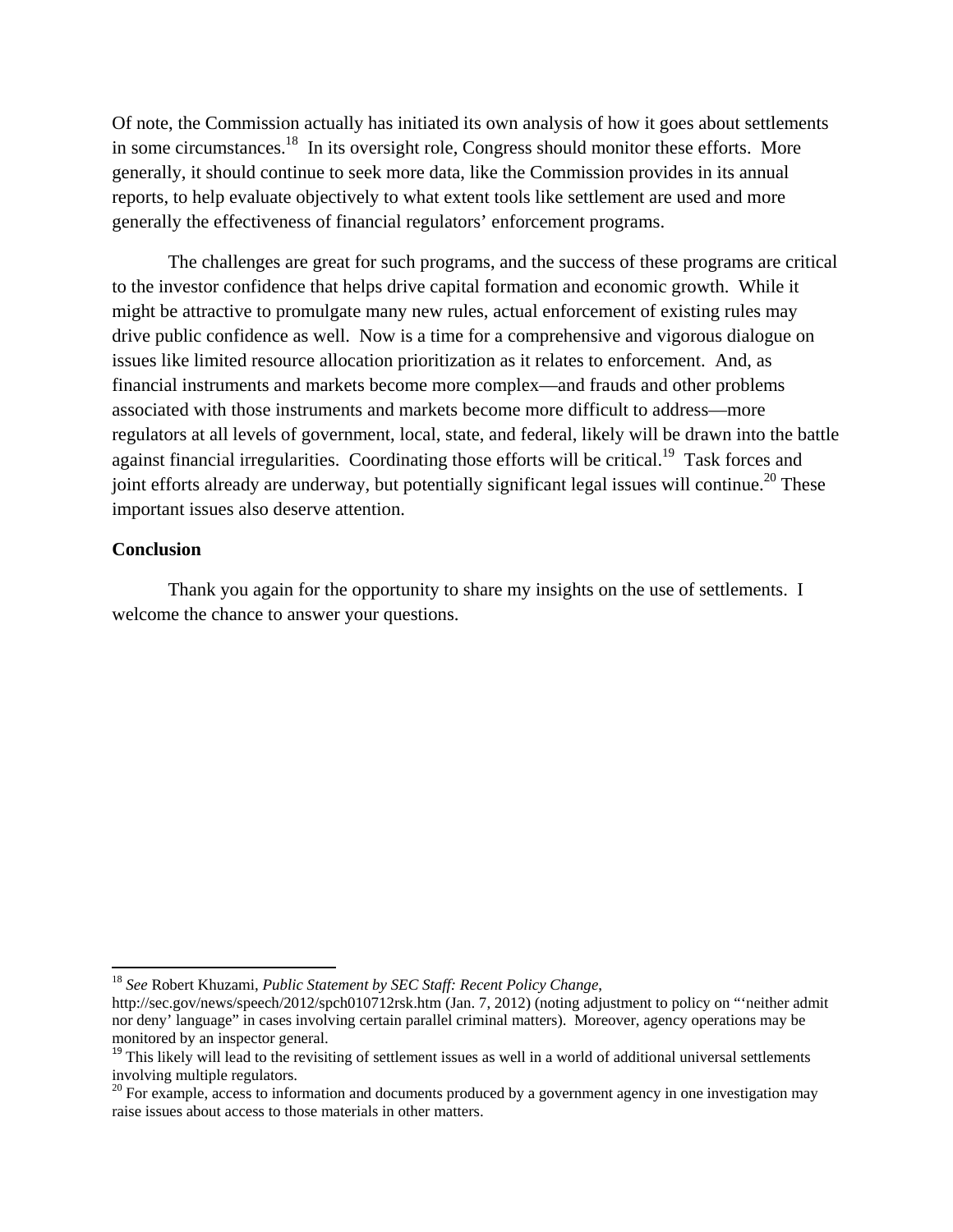Of note, the Commission actually has initiated its own analysis of how it goes about settlements in some circumstances.[18] In its oversight role, Congress should monitor these efforts. More generally, it should continue to seek more data, like the Commission provides in its annual reports, to help evaluate objectively to what extent tools like settlement are used and more generally the effectiveness of financial regulators' enforcement programs.

The challenges are great for such programs, and the success of these programs are critical to the investor confidence that helps drive capital formation and economic growth. While it might be attractive to promulgate many new rules, actual enforcement of existing rules may drive public confidence as well. Now is a time for a comprehensive and vigorous dialogue on issues like limited resource allocation prioritization as it relates to enforcement. And, as financial instruments and markets become more complex—and frauds and other problems associated with those instruments and markets become more difficult to address—more regulators at all levels of government, local, state, and federal, likely will be drawn into the battle against financial irregularities. Coordinating those efforts will be critical.[19] Task forces and joint efforts already are underway, but potentially significant legal issues will continue.[20] These important issues also deserve attention.

**Conclusion**

Thank you again for the opportunity to share my insights on the use of settlements. I welcome the chance to answer your questions.

---

[18] *See* Robert Khuzami, *Public Statement by SEC Staff: Recent Policy Change*, http://sec.gov/news/speech/2012/spch010712rsk.htm (Jan. 7, 2012) (noting adjustment to policy on "'neither admit nor deny' language" in cases involving certain parallel criminal matters). Moreover, agency operations may be monitored by an inspector general.

[19] This likely will lead to the revisiting of settlement issues as well in a world of additional universal settlements involving multiple regulators.

[20] For example, access to information and documents produced by a government agency in one investigation may raise issues about access to those materials in other matters.